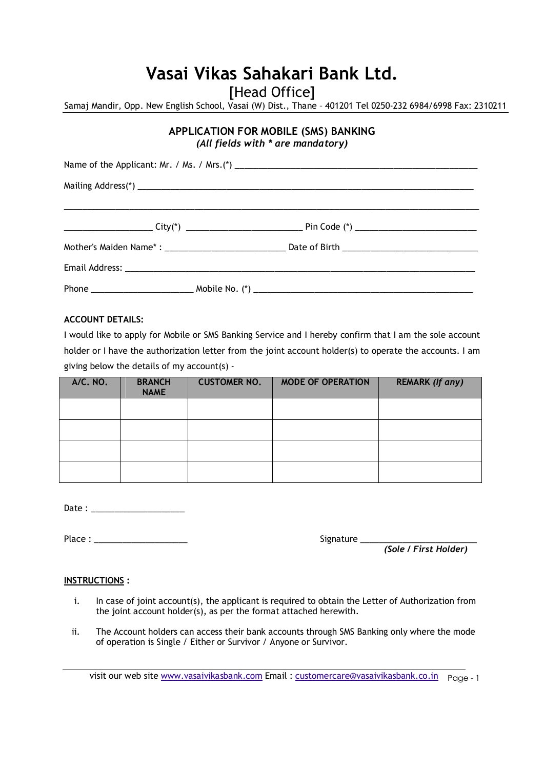# Vasai Vikas Sahakari Bank Ltd.

## [Head Office]

Samaj Mandir, Opp. New English School, Vasai (W) Dist., Thane – 401201 Tel 0250-232 6984/6998 Fax: 2310211

### APPLICATION FOR MOBILE (SMS) BANKING

*(All fields with * are mandatory)*

Name of the Applicant: Mr. / Ms. / Mrs.(*) ____________________________________________________

Mailing Address(*) ________________________________________________________________________

__________________________________________________________________________________________

__________________ City(*) _________________________ Pin Code (*) __________________________

Mother's Maiden Name* : __________________________ Date of Birth _____________________________

Email Address: ____________________________________________________________________________

Phone ______________________ Mobile No. (*) _______________________________________________

**ACCOUNT DETAILS:**

I would like to apply for Mobile or SMS Banking Service and I hereby confirm that I am the sole account holder or I have the authorization letter from the joint account holder(s) to operate the accounts. I am giving below the details of my account(s) -

| A/C. NO. | BRANCH NAME | CUSTOMER NO. | MODE OF OPERATION | REMARK *(If any)* |
|---|---|---|---|---|
| | | | | |
| | | | | |
| | | | | |
| | | | | |

Date : ____________________

Place : ____________________

Signature _________________________
***(Sole / First Holder)***

**INSTRUCTIONS :**

i. In case of joint account(s), the applicant is required to obtain the Letter of Authorization from the joint account holder(s), as per the format attached herewith.

ii. The Account holders can access their bank accounts through SMS Banking only where the mode of operation is Single / Either or Survivor / Anyone or Survivor.

visit our web site www.vasaivikasbank.com Email : customercare@vasaivikasbank.co.in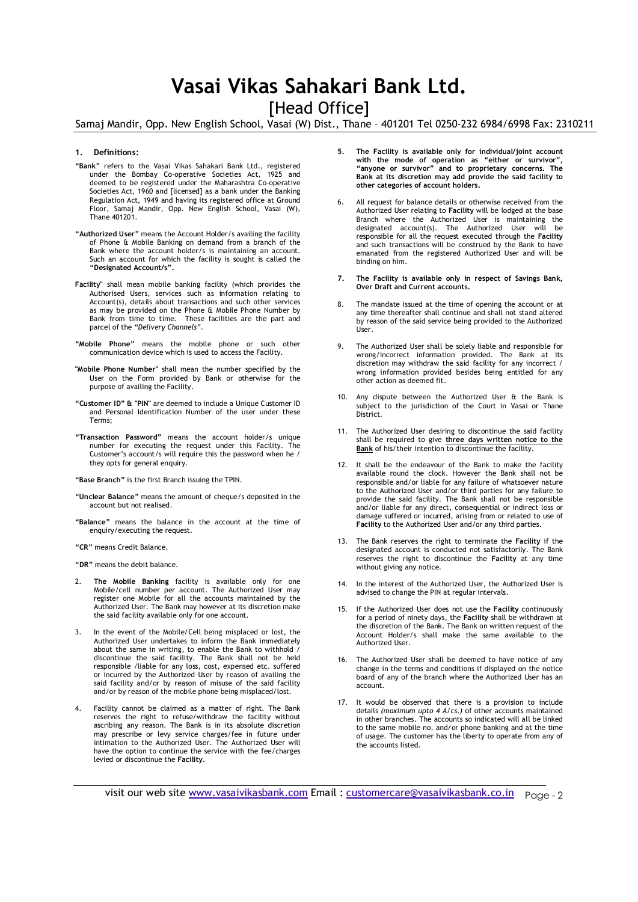# Vasai Vikas Sahakari Bank Ltd.

## [Head Office]

Samaj Mandir, Opp. New English School, Vasai (W) Dist., Thane – 401201 Tel 0250-232 6984/6998 Fax: 2310211

### 1. Definitions:

**"Bank"** refers to the Vasai Vikas Sahakari Bank Ltd., registered under the Bombay Co-operative Societies Act, 1925 and deemed to be registered under the Maharashtra Co-operative Societies Act, 1960 and [licensed] as a bank under the Banking Regulation Act, 1949 and having its registered office at Ground Floor, Samaj Mandir, Opp. New English School, Vasai (W), Thane 401201.

**"Authorized User"** means the Account Holder/s availing the facility of Phone & Mobile Banking on demand from a branch of the Bank where the account holder/s is maintaining an account. Such an account for which the facility is sought is called the **"Designated Account/s"**.

**Facility**" shall mean mobile banking facility (which provides the Authorised Users, services such as information relating to Account(s), details about transactions and such other services as may be provided on the Phone & Mobile Phone Number by Bank from time to time. These facilities are the part and parcel of the *"Delivery Channels"*.

**"Mobile Phone"** means the mobile phone or such other communication device which is used to access the Facility.

"**Mobile Phone Number**" shall mean the number specified by the User on the Form provided by Bank or otherwise for the purpose of availing the Facility.

**"Customer ID" & "PIN"** are deemed to include a Unique Customer ID and Personal Identification Number of the user under these Terms;

**"Transaction Password"** means the account holder/s unique number for executing the request under this Facility. The Customer's account/s will require this the password when he / they opts for general enquiry.

**"Base Branch"** is the first Branch issuing the TPIN.

**"Unclear Balance"** means the amount of cheque/s deposited in the account but not realised.

**"Balance"** means the balance in the account at the time of enquiry/executing the request.

**"CR"** means Credit Balance.

**"DR"** means the debit balance.

2. **The Mobile Banking** facility is available only for one Mobile/cell number per account. The Authorized User may register one Mobile for all the accounts maintained by the Authorized User. The Bank may however at its discretion make the said facility available only for one account.

3. In the event of the Mobile/Cell being misplaced or lost, the Authorized User undertakes to inform the Bank immediately about the same in writing, to enable the Bank to withhold / discontinue the said facility. The Bank shall not be held responsible /liable for any loss, cost, expensed etc. suffered or incurred by the Authorized User by reason of availing the said facility and/or by reason of misuse of the said facility and/or by reason of the mobile phone being misplaced/lost.

4. Facility cannot be claimed as a matter of right. The Bank reserves the right to refuse/withdraw the facility without ascribing any reason. The Bank is in its absolute discretion may prescribe or levy service charges/fee in future under intimation to the Authorized User. The Authorized User will have the option to continue the service with the fee/charges levied or discontinue the **Facility**.

5. **The Facility is available only for individual/joint account with the mode of operation as "either or survivor", "anyone or survivor" and to proprietary concerns. The Bank at its discretion may add provide the said facility to other categories of account holders.**

6. All request for balance details or otherwise received from the Authorized User relating to **Facility** will be lodged at the base Branch where the Authorized User is maintaining the designated account(s). The Authorized User will be responsible for all the request executed through the **Facility** and such transactions will be construed by the Bank to have emanated from the registered Authorized User and will be binding on him.

7. **The Facility is available only in respect of Savings Bank, Over Draft and Current accounts.**

8. The mandate issued at the time of opening the account or at any time thereafter shall continue and shall not stand altered by reason of the said service being provided to the Authorized User.

9. The Authorized User shall be solely liable and responsible for wrong/incorrect information provided. The Bank at its discretion may withdraw the said facility for any incorrect / wrong information provided besides being entitled for any other action as deemed fit.

10. Any dispute between the Authorized User & the Bank is subject to the jurisdiction of the Court in Vasai or Thane District.

11. The Authorized User desiring to discontinue the said facility shall be required to give **three days written notice to the Bank** of his/their intention to discontinue the facility.

12. It shall be the endeavour of the Bank to make the facility available round the clock. However the Bank shall not be responsible and/or liable for any failure of whatsoever nature to the Authorized User and/or third parties for any failure to provide the said facility. The Bank shall not be responsible and/or liable for any direct, consequential or indirect loss or damage suffered or incurred, arising from or related to use of **Facility** to the Authorized User and/or any third parties.

13. The Bank reserves the right to terminate the **Facility** if the designated account is conducted not satisfactorily. The Bank reserves the right to discontinue the **Facility** at any time without giving any notice.

14. In the interest of the Authorized User, the Authorized User is advised to change the PIN at regular intervals.

15. If the Authorized User does not use the **Facility** continuously for a period of ninety days, the **Facility** shall be withdrawn at the discretion of the Bank. The Bank on written request of the Account Holder/s shall make the same available to the Authorized User.

16. The Authorized User shall be deemed to have notice of any change in the terms and conditions if displayed on the notice board of any of the branch where the Authorized User has an account.

17. It would be observed that there is a provision to include details *(maximum upto 4 A/cs.)* of other accounts maintained in other branches. The accounts so indicated will all be linked to the same mobile no. and/or phone banking and at the time of usage. The customer has the liberty to operate from any of the accounts listed.

visit our web site www.vasaivikasbank.com Email : customercare@vasaivikasbank.co.in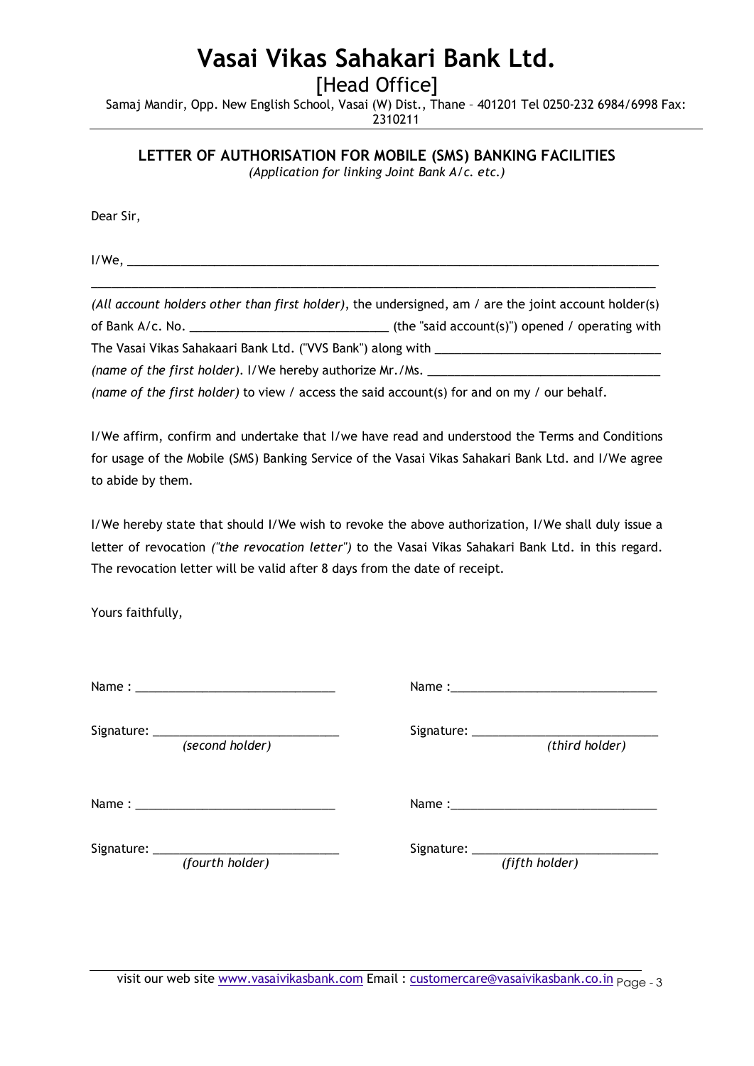# Vasai Vikas Sahakari Bank Ltd.

## [Head Office]

Samaj Mandir, Opp. New English School, Vasai (W) Dist., Thane – 401201 Tel 0250-232 6984/6998 Fax: 2310211

### LETTER OF AUTHORISATION FOR MOBILE (SMS) BANKING FACILITIES

*(Application for linking Joint Bank A/c. etc.)*

Dear Sir,

I/We, ____________________________________________________________________________

____________________________________________________________________________

*(All account holders other than first holder)*, the undersigned, am / are the joint account holder(s) of Bank A/c. No. ____________________________ (the "said account(s)") opened / operating with The Vasai Vikas Sahakaari Bank Ltd. ("VVS Bank") along with ________________________________ *(name of the first holder)*. I/We hereby authorize Mr./Ms. ________________________________ *(name of the first holder)* to view / access the said account(s) for and on my / our behalf.

I/We affirm, confirm and undertake that I/we have read and understood the Terms and Conditions for usage of the Mobile (SMS) Banking Service of the Vasai Vikas Sahakari Bank Ltd. and I/We agree to abide by them.

I/We hereby state that should I/We wish to revoke the above authorization, I/We shall duly issue a letter of revocation *("the revocation letter")* to the Vasai Vikas Sahakari Bank Ltd. in this regard. The revocation letter will be valid after 8 days from the date of receipt.

Yours faithfully,

Name : ______________________________

Signature: ___________________________
*(second holder)*

Name : ______________________________

Signature: ___________________________
*(third holder)*

Name : ______________________________

Signature: ___________________________
*(fourth holder)*

Name : ______________________________

Signature: ___________________________
*(fifth holder)*

visit our web site www.vasaivikasbank.com Email : customercare@vasaivikasbank.co.in